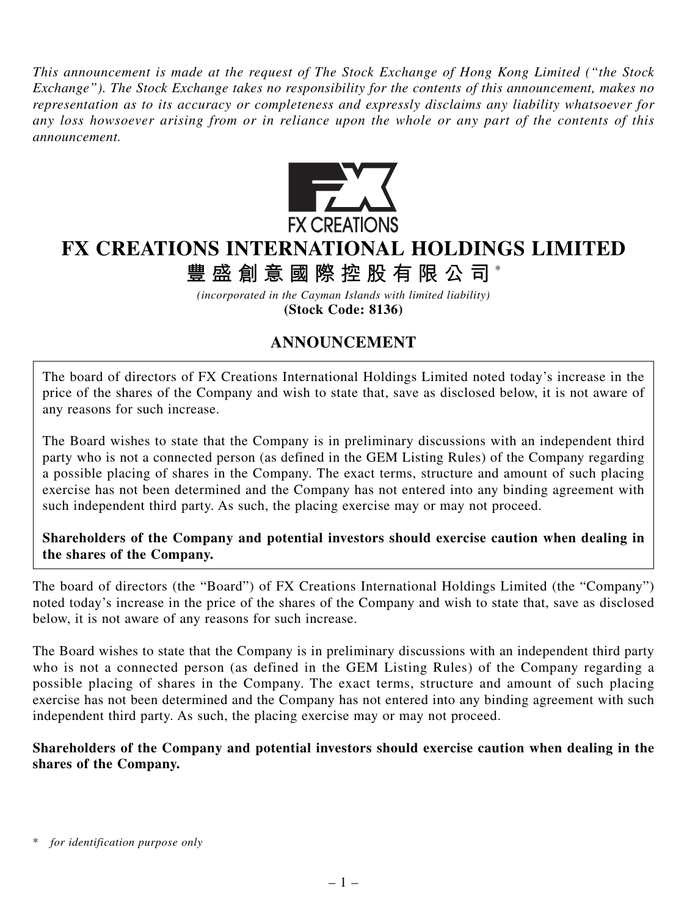*This announcement is made at the request of The Stock Exchange of Hong Kong Limited ("the Stock Exchange"). The Stock Exchange takes no responsibility for the contents of this announcement, makes no representation as to its accuracy or completeness and expressly disclaims any liability whatsoever for any loss howsoever arising from or in reliance upon the whole or any part of the contents of this announcement.*

FX CREATIONS

# FX CREATIONS INTERNATIONAL HOLDINGS LIMITED

# 豐盛創意國際控股有限公司 *

*(incorporated in the Cayman Islands with limited liability)*

**(Stock Code: 8136)**

## ANNOUNCEMENT

The board of directors of FX Creations International Holdings Limited noted today's increase in the price of the shares of the Company and wish to state that, save as disclosed below, it is not aware of any reasons for such increase.

The Board wishes to state that the Company is in preliminary discussions with an independent third party who is not a connected person (as defined in the GEM Listing Rules) of the Company regarding a possible placing of shares in the Company. The exact terms, structure and amount of such placing exercise has not been determined and the Company has not entered into any binding agreement with such independent third party. As such, the placing exercise may or may not proceed.

**Shareholders of the Company and potential investors should exercise caution when dealing in the shares of the Company.**

The board of directors (the "Board") of FX Creations International Holdings Limited (the "Company") noted today's increase in the price of the shares of the Company and wish to state that, save as disclosed below, it is not aware of any reasons for such increase.

The Board wishes to state that the Company is in preliminary discussions with an independent third party who is not a connected person (as defined in the GEM Listing Rules) of the Company regarding a possible placing of shares in the Company. The exact terms, structure and amount of such placing exercise has not been determined and the Company has not entered into any binding agreement with such independent third party. As such, the placing exercise may or may not proceed.

**Shareholders of the Company and potential investors should exercise caution when dealing in the shares of the Company.**

\* *for identification purpose only*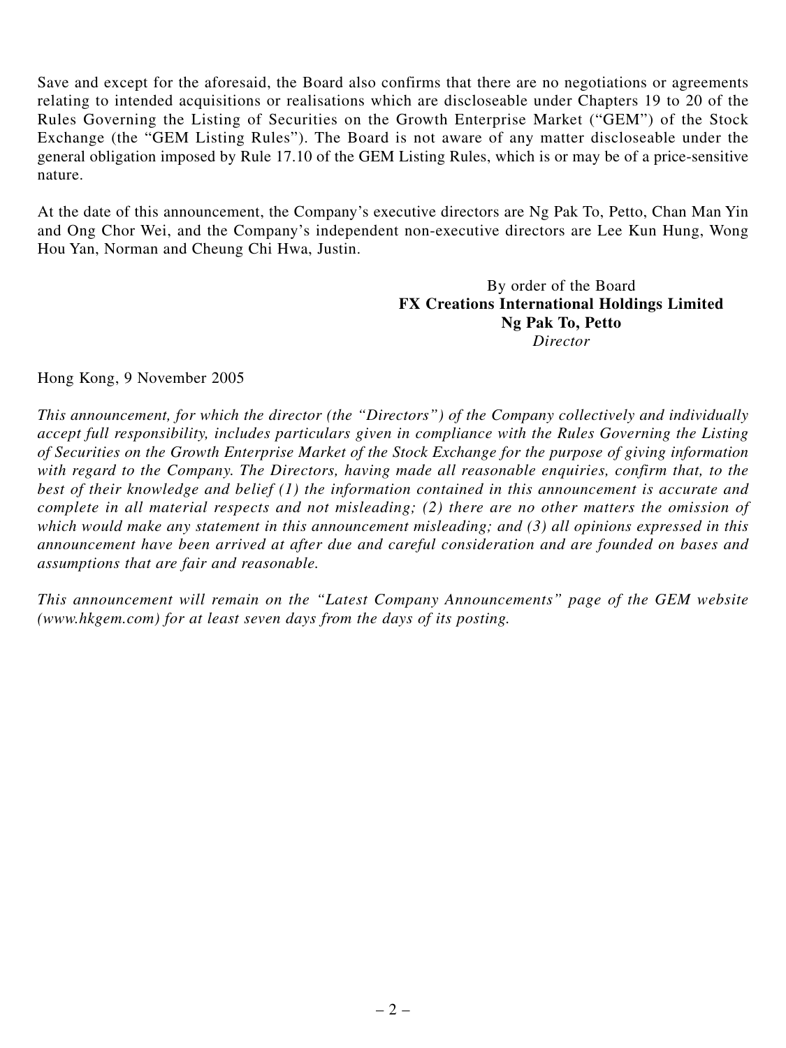Save and except for the aforesaid, the Board also confirms that there are no negotiations or agreements relating to intended acquisitions or realisations which are discloseable under Chapters 19 to 20 of the Rules Governing the Listing of Securities on the Growth Enterprise Market ("GEM") of the Stock Exchange (the "GEM Listing Rules"). The Board is not aware of any matter discloseable under the general obligation imposed by Rule 17.10 of the GEM Listing Rules, which is or may be of a price-sensitive nature.

At the date of this announcement, the Company's executive directors are Ng Pak To, Petto, Chan Man Yin and Ong Chor Wei, and the Company's independent non-executive directors are Lee Kun Hung, Wong Hou Yan, Norman and Cheung Chi Hwa, Justin.

By order of the Board
**FX Creations International Holdings Limited**
**Ng Pak To, Petto**
*Director*

Hong Kong, 9 November 2005

*This announcement, for which the director (the "Directors") of the Company collectively and individually accept full responsibility, includes particulars given in compliance with the Rules Governing the Listing of Securities on the Growth Enterprise Market of the Stock Exchange for the purpose of giving information with regard to the Company. The Directors, having made all reasonable enquiries, confirm that, to the best of their knowledge and belief (1) the information contained in this announcement is accurate and complete in all material respects and not misleading; (2) there are no other matters the omission of which would make any statement in this announcement misleading; and (3) all opinions expressed in this announcement have been arrived at after due and careful consideration and are founded on bases and assumptions that are fair and reasonable.*

*This announcement will remain on the "Latest Company Announcements" page of the GEM website (www.hkgem.com) for at least seven days from the days of its posting.*